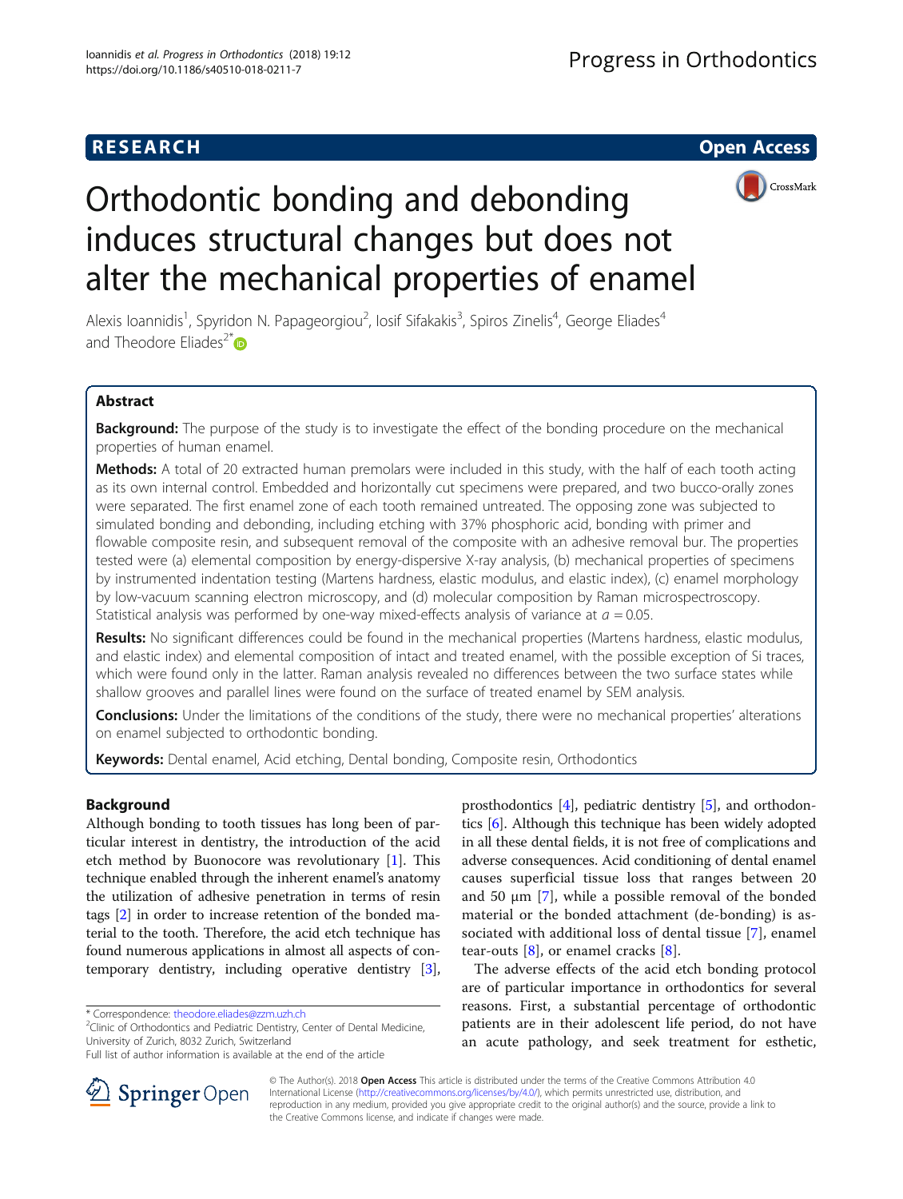RESEARCH

Open Access

# Orthodontic bonding and debonding induces structural changes but does not alter the mechanical properties of enamel

Alexis Ioannidis[1], Spyridon N. Papageorgiou[2], Iosif Sifakakis[3], Spiros Zinelis[4], George Eliades[4] and Theodore Eliades[2*]

## Abstract

**Background:** The purpose of the study is to investigate the effect of the bonding procedure on the mechanical properties of human enamel.

**Methods:** A total of 20 extracted human premolars were included in this study, with the half of each tooth acting as its own internal control. Embedded and horizontally cut specimens were prepared, and two bucco-orally zones were separated. The first enamel zone of each tooth remained untreated. The opposing zone was subjected to simulated bonding and debonding, including etching with 37% phosphoric acid, bonding with primer and flowable composite resin, and subsequent removal of the composite with an adhesive removal bur. The properties tested were (a) elemental composition by energy-dispersive X-ray analysis, (b) mechanical properties of specimens by instrumented indentation testing (Martens hardness, elastic modulus, and elastic index), (c) enamel morphology by low-vacuum scanning electron microscopy, and (d) molecular composition by Raman microspectroscopy. Statistical analysis was performed by one-way mixed-effects analysis of variance at $a = 0.05$.

**Results:** No significant differences could be found in the mechanical properties (Martens hardness, elastic modulus, and elastic index) and elemental composition of intact and treated enamel, with the possible exception of Si traces, which were found only in the latter. Raman analysis revealed no differences between the two surface states while shallow grooves and parallel lines were found on the surface of treated enamel by SEM analysis.

**Conclusions:** Under the limitations of the conditions of the study, there were no mechanical properties' alterations on enamel subjected to orthodontic bonding.

**Keywords:** Dental enamel, Acid etching, Dental bonding, Composite resin, Orthodontics

## Background

Although bonding to tooth tissues has long been of particular interest in dentistry, the introduction of the acid etch method by Buonocore was revolutionary [1]. This technique enabled through the inherent enamel's anatomy the utilization of adhesive penetration in terms of resin tags [2] in order to increase retention of the bonded material to the tooth. Therefore, the acid etch technique has found numerous applications in almost all aspects of contemporary dentistry, including operative dentistry [3], prosthodontics [4], pediatric dentistry [5], and orthodontics [6]. Although this technique has been widely adopted in all these dental fields, it is not free of complications and adverse consequences. Acid conditioning of dental enamel causes superficial tissue loss that ranges between 20 and 50 μm [7], while a possible removal of the bonded material or the bonded attachment (de-bonding) is associated with additional loss of dental tissue [7], enamel tear-outs [8], or enamel cracks [8].

The adverse effects of the acid etch bonding protocol are of particular importance in orthodontics for several reasons. First, a substantial percentage of orthodontic patients are in their adolescent life period, do not have an acute pathology, and seek treatment for esthetic,

* Correspondence: theodore.eliades@zzm.uzh.ch
[2]Clinic of Orthodontics and Pediatric Dentistry, Center of Dental Medicine, University of Zurich, 8032 Zurich, Switzerland
Full list of author information is available at the end of the article

© The Author(s). 2018 **Open Access** This article is distributed under the terms of the Creative Commons Attribution 4.0 International License (http://creativecommons.org/licenses/by/4.0/), which permits unrestricted use, distribution, and reproduction in any medium, provided you give appropriate credit to the original author(s) and the source, provide a link to the Creative Commons license, and indicate if changes were made.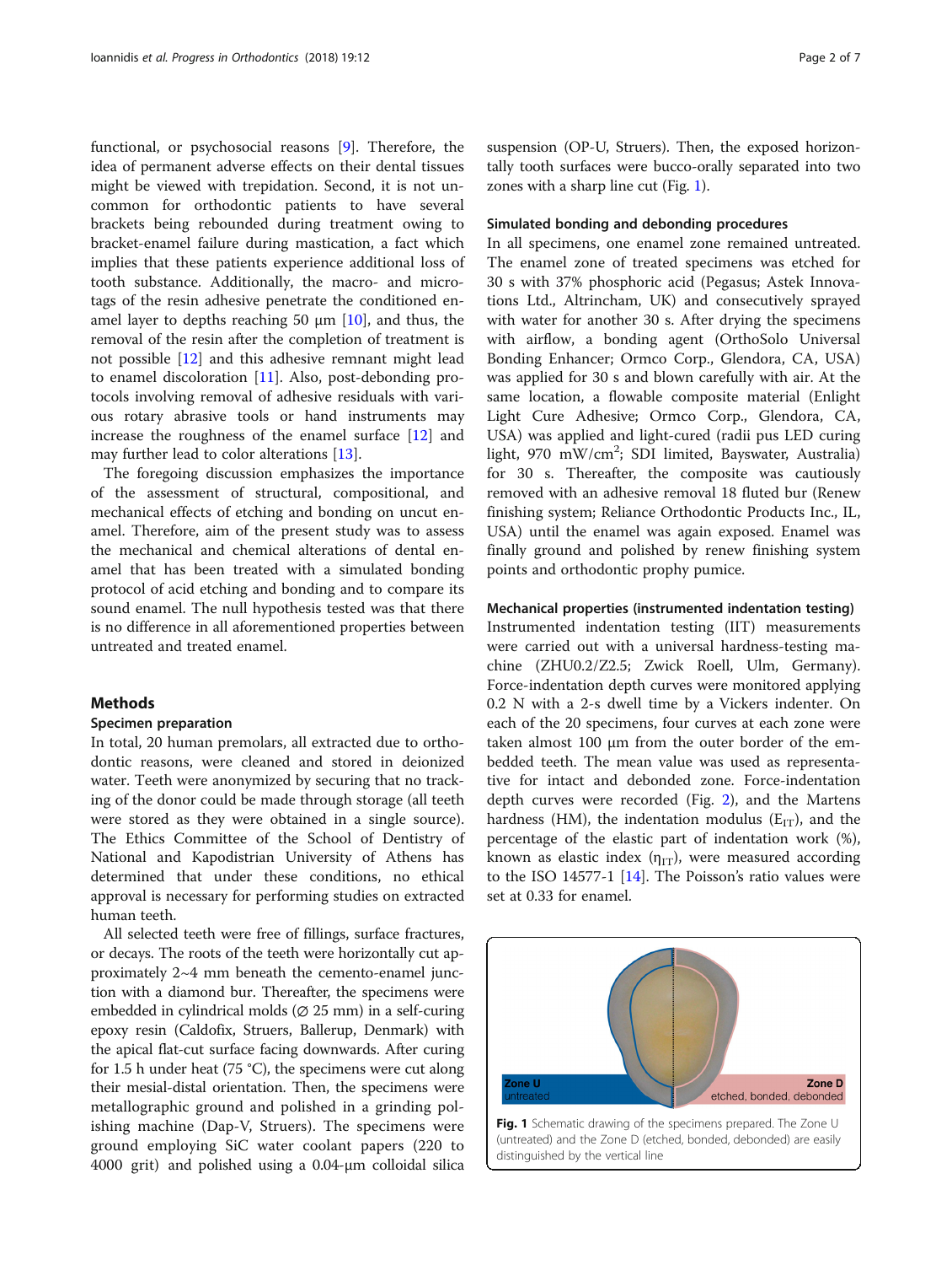functional, or psychosocial reasons [9]. Therefore, the idea of permanent adverse effects on their dental tissues might be viewed with trepidation. Second, it is not uncommon for orthodontic patients to have several brackets being rebounded during treatment owing to bracket-enamel failure during mastication, a fact which implies that these patients experience additional loss of tooth substance. Additionally, the macro- and micro-tags of the resin adhesive penetrate the conditioned enamel layer to depths reaching 50 μm [10], and thus, the removal of the resin after the completion of treatment is not possible [12] and this adhesive remnant might lead to enamel discoloration [11]. Also, post-debonding protocols involving removal of adhesive residuals with various rotary abrasive tools or hand instruments may increase the roughness of the enamel surface [12] and may further lead to color alterations [13].

The foregoing discussion emphasizes the importance of the assessment of structural, compositional, and mechanical effects of etching and bonding on uncut enamel. Therefore, aim of the present study was to assess the mechanical and chemical alterations of dental enamel that has been treated with a simulated bonding protocol of acid etching and bonding and to compare its sound enamel. The null hypothesis tested was that there is no difference in all aforementioned properties between untreated and treated enamel.

## Methods

### Specimen preparation

In total, 20 human premolars, all extracted due to orthodontic reasons, were cleaned and stored in deionized water. Teeth were anonymized by securing that no tracking of the donor could be made through storage (all teeth were stored as they were obtained in a single source). The Ethics Committee of the School of Dentistry of National and Kapodistrian University of Athens has determined that under these conditions, no ethical approval is necessary for performing studies on extracted human teeth.

All selected teeth were free of fillings, surface fractures, or decays. The roots of the teeth were horizontally cut approximately 2~4 mm beneath the cemento-enamel junction with a diamond bur. Thereafter, the specimens were embedded in cylindrical molds (∅ 25 mm) in a self-curing epoxy resin (Caldofix, Struers, Ballerup, Denmark) with the apical flat-cut surface facing downwards. After curing for 1.5 h under heat (75 °C), the specimens were cut along their mesial-distal orientation. Then, the specimens were metallographic ground and polished in a grinding polishing machine (Dap-V, Struers). The specimens were ground employing SiC water coolant papers (220 to 4000 grit) and polished using a 0.04-μm colloidal silica suspension (OP-U, Struers). Then, the exposed horizontally tooth surfaces were bucco-orally separated into two zones with a sharp line cut (Fig. 1).

### Simulated bonding and debonding procedures

In all specimens, one enamel zone remained untreated. The enamel zone of treated specimens was etched for 30 s with 37% phosphoric acid (Pegasus; Astek Innovations Ltd., Altrincham, UK) and consecutively sprayed with water for another 30 s. After drying the specimens with airflow, a bonding agent (OrthoSolo Universal Bonding Enhancer; Ormco Corp., Glendora, CA, USA) was applied for 30 s and blown carefully with air. At the same location, a flowable composite material (Enlight Light Cure Adhesive; Ormco Corp., Glendora, CA, USA) was applied and light-cured (radii pus LED curing light, 970 mW/cm$^2$; SDI limited, Bayswater, Australia) for 30 s. Thereafter, the composite was cautiously removed with an adhesive removal 18 fluted bur (Renew finishing system; Reliance Orthodontic Products Inc., IL, USA) until the enamel was again exposed. Enamel was finally ground and polished by renew finishing system points and orthodontic prophy pumice.

### Mechanical properties (instrumented indentation testing)

Instrumented indentation testing (IIT) measurements were carried out with a universal hardness-testing machine (ZHU0.2/Z2.5; Zwick Roell, Ulm, Germany). Force-indentation depth curves were monitored applying 0.2 N with a 2-s dwell time by a Vickers indenter. On each of the 20 specimens, four curves at each zone were taken almost 100 μm from the outer border of the embedded teeth. The mean value was used as representative for intact and debonded zone. Force-indentation depth curves were recorded (Fig. 2), and the Martens hardness (HM), the indentation modulus ($E_{IT}$), and the percentage of the elastic part of indentation work (%), known as elastic index ($\eta_{IT}$), were measured according to the ISO 14577-1 [14]. The Poisson's ratio values were set at 0.33 for enamel.

**Fig. 1** Schematic drawing of the specimens prepared. The Zone U (untreated) and the Zone D (etched, bonded, debonded) are easily distinguished by the vertical line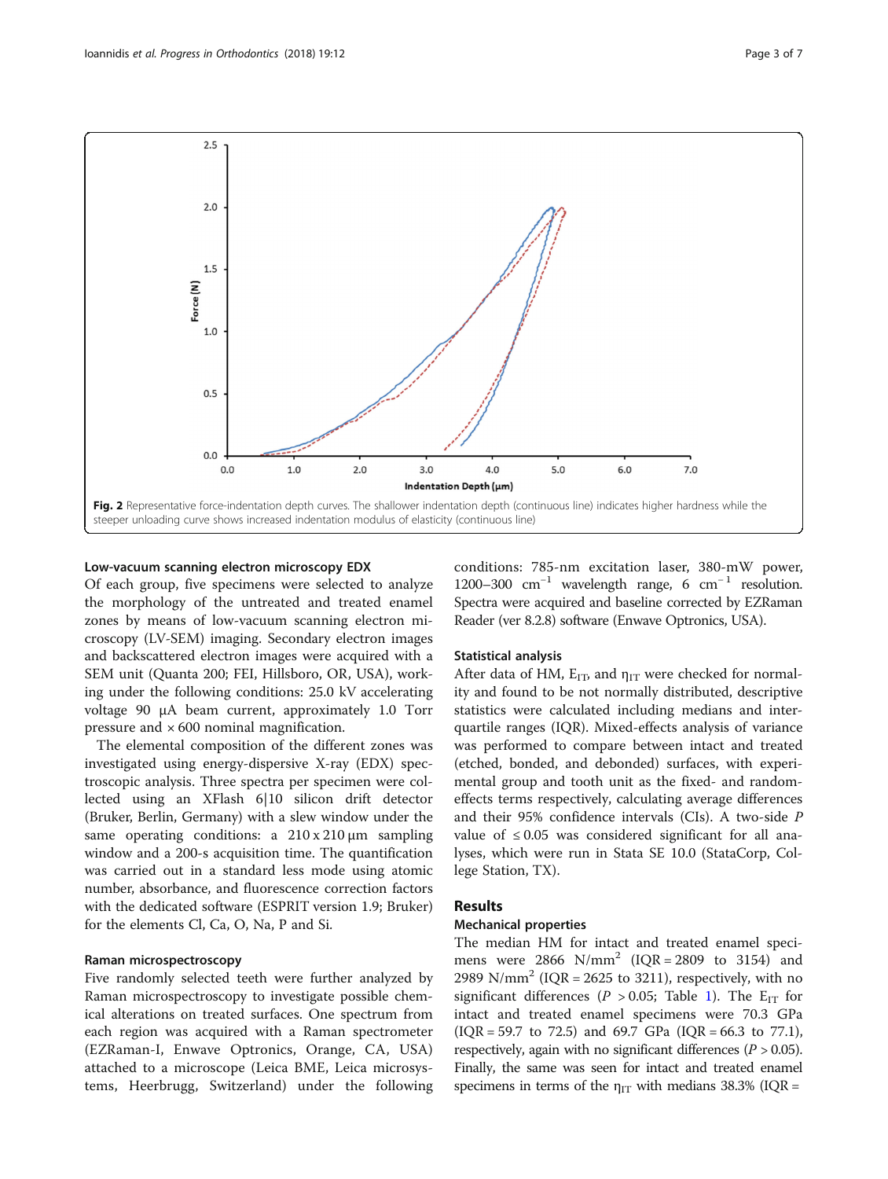Fig. 2 Representative force-indentation depth curves. The shallower indentation depth (continuous line) indicates higher hardness while the steeper unloading curve shows increased indentation modulus of elasticity (continuous line)

### Low-vacuum scanning electron microscopy EDX

Of each group, five specimens were selected to analyze the morphology of the untreated and treated enamel zones by means of low-vacuum scanning electron microscopy (LV-SEM) imaging. Secondary electron images and backscattered electron images were acquired with a SEM unit (Quanta 200; FEI, Hillsboro, OR, USA), working under the following conditions: 25.0 kV accelerating voltage 90 μA beam current, approximately 1.0 Torr pressure and × 600 nominal magnification.

The elemental composition of the different zones was investigated using energy-dispersive X-ray (EDX) spectroscopic analysis. Three spectra per specimen were collected using an XFlash 6|10 silicon drift detector (Bruker, Berlin, Germany) with a slew window under the same operating conditions: a 210 x 210 μm sampling window and a 200-s acquisition time. The quantification was carried out in a standard less mode using atomic number, absorbance, and fluorescence correction factors with the dedicated software (ESPRIT version 1.9; Bruker) for the elements Cl, Ca, O, Na, P and Si.

### Raman microspectroscopy

Five randomly selected teeth were further analyzed by Raman microspectroscopy to investigate possible chemical alterations on treated surfaces. One spectrum from each region was acquired with a Raman spectrometer (EZRaman-I, Enwave Optronics, Orange, CA, USA) attached to a microscope (Leica BME, Leica microsystems, Heerbrugg, Switzerland) under the following conditions: 785-nm excitation laser, 380-mW power, 1200–300 $cm^{-1}$ wavelength range, 6 $cm^{-1}$ resolution. Spectra were acquired and baseline corrected by EZRaman Reader (ver 8.2.8) software (Enwave Optronics, USA).

### Statistical analysis

After data of HM, $E_{IT}$, and $\eta_{IT}$ were checked for normality and found to be not normally distributed, descriptive statistics were calculated including medians and interquartile ranges (IQR). Mixed-effects analysis of variance was performed to compare between intact and treated (etched, bonded, and debonded) surfaces, with experimental group and tooth unit as the fixed- and random-effects terms respectively, calculating average differences and their 95% confidence intervals (CIs). A two-side $P$ value of ≤ 0.05 was considered significant for all analyses, which were run in Stata SE 10.0 (StataCorp, College Station, TX).

## Results

### Mechanical properties

The median HM for intact and treated enamel specimens were 2866 $N/mm^2$ (IQR = 2809 to 3154) and 2989 $N/mm^2$ (IQR = 2625 to 3211), respectively, with no significant differences ($P > 0.05$; Table 1). The $E_{IT}$ for intact and treated enamel specimens were 70.3 GPa (IQR = 59.7 to 72.5) and 69.7 GPa (IQR = 66.3 to 77.1), respectively, again with no significant differences ($P > 0.05$). Finally, the same was seen for intact and treated enamel specimens in terms of the $\eta_{IT}$ with medians 38.3% (IQR =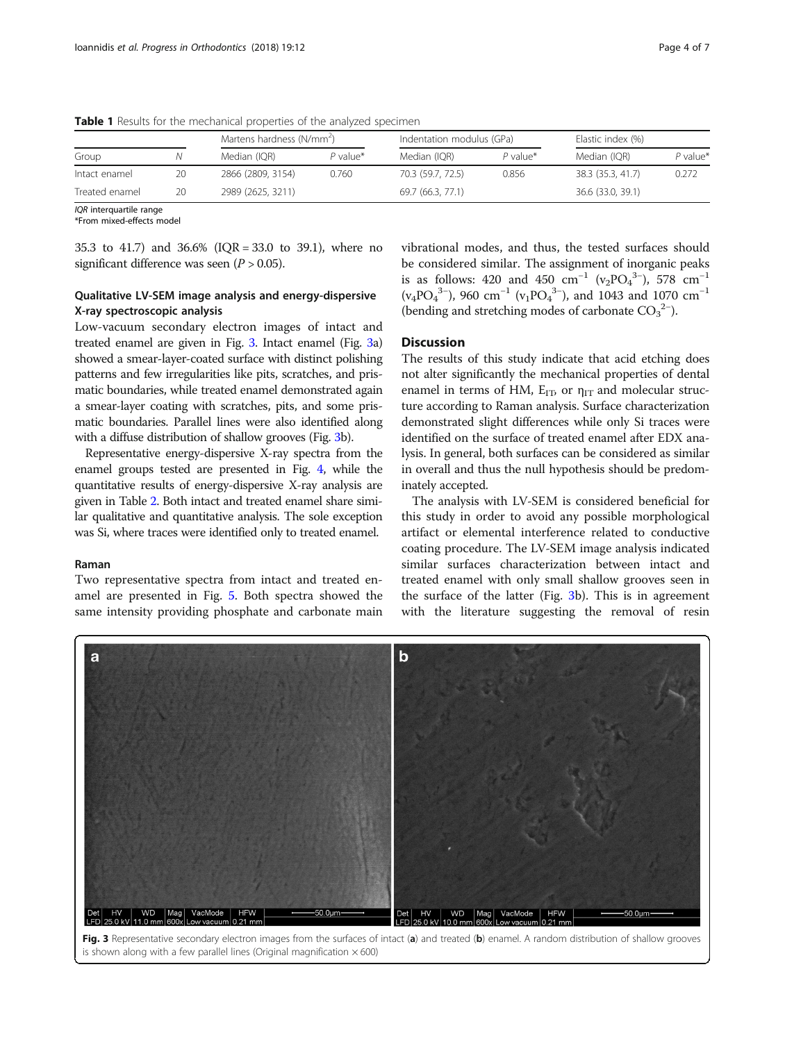**Table 1** Results for the mechanical properties of the analyzed specimen

| | | Martens hardness ($N/mm^2$) | | Indentation modulus (GPa) | | Elastic index (%) | |
|---|---|---|---|---|---|---|---|
| Group | N | Median (IQR) | P value* | Median (IQR) | P value* | Median (IQR) | P value* |
| Intact enamel | 20 | 2866 (2809, 3154) | 0.760 | 70.3 (59.7, 72.5) | 0.856 | 38.3 (35.3, 41.7) | 0.272 |
| Treated enamel | 20 | 2989 (2625, 3211) | | 69.7 (66.3, 77.1) | | 36.6 (33.0, 39.1) | |

*IQR* interquartile range
*From mixed-effects model

35.3 to 41.7) and 36.6% (IQR = 33.0 to 39.1), where no significant difference was seen ($P > 0.05$).

### Qualitative LV-SEM image analysis and energy-dispersive X-ray spectroscopic analysis

Low-vacuum secondary electron images of intact and treated enamel are given in Fig. 3. Intact enamel (Fig. 3a) showed a smear-layer-coated surface with distinct polishing patterns and few irregularities like pits, scratches, and prismatic boundaries, while treated enamel demonstrated again a smear-layer coating with scratches, pits, and some prismatic boundaries. Parallel lines were also identified along with a diffuse distribution of shallow grooves (Fig. 3b).

Representative energy-dispersive X-ray spectra from the enamel groups tested are presented in Fig. 4, while the quantitative results of energy-dispersive X-ray analysis are given in Table 2. Both intact and treated enamel share similar qualitative and quantitative analysis. The sole exception was Si, where traces were identified only to treated enamel.

### Raman

Two representative spectra from intact and treated enamel are presented in Fig. 5. Both spectra showed the same intensity providing phosphate and carbonate main vibrational modes, and thus, the tested surfaces should be considered similar. The assignment of inorganic peaks is as follows: 420 and 450 $cm^{-1}$ ($v_2PO_4^{3-}$), 578 $cm^{-1}$ ($v_4PO_4^{3-}$), 960 $cm^{-1}$ ($v_1PO_4^{3-}$), and 1043 and 1070 $cm^{-1}$ (bending and stretching modes of carbonate $CO_3^{2-}$).

## Discussion

The results of this study indicate that acid etching does not alter significantly the mechanical properties of dental enamel in terms of HM, $E_{IT}$, or $\eta_{IT}$ and molecular structure according to Raman analysis. Surface characterization demonstrated slight differences while only Si traces were identified on the surface of treated enamel after EDX analysis. In general, both surfaces can be considered as similar in overall and thus the null hypothesis should be predominately accepted.

The analysis with LV-SEM is considered beneficial for this study in order to avoid any possible morphological artifact or elemental interference related to conductive coating procedure. The LV-SEM image analysis indicated similar surfaces characterization between intact and treated enamel with only small shallow grooves seen in the surface of the latter (Fig. 3b). This is in agreement with the literature suggesting the removal of resin

**Fig. 3** Representative secondary electron images from the surfaces of intact (**a**) and treated (**b**) enamel. A random distribution of shallow grooves is shown along with a few parallel lines (Original magnification × 600)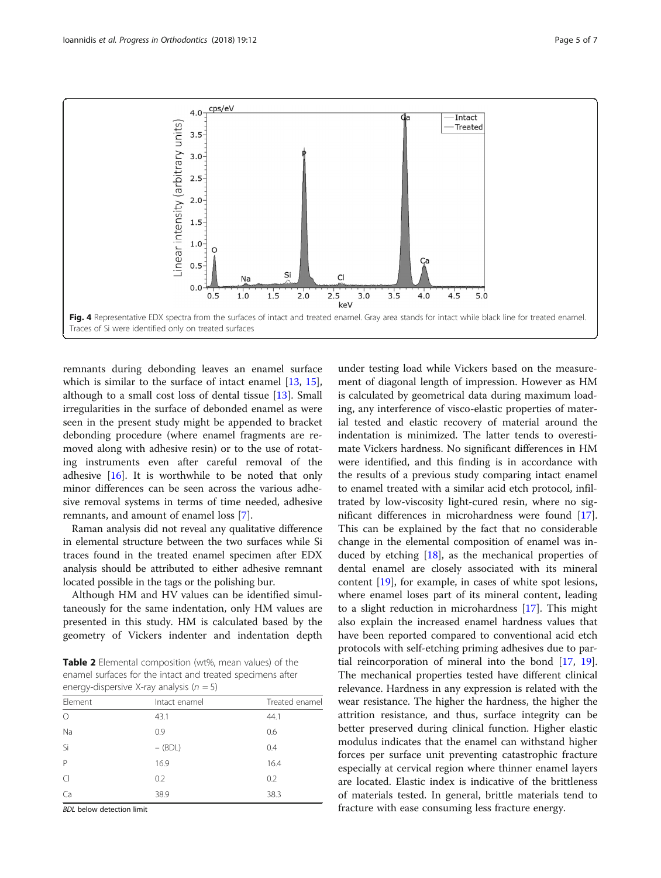Fig. 4 Representative EDX spectra from the surfaces of intact and treated enamel. Gray area stands for intact while black line for treated enamel. Traces of Si were identified only on treated surfaces

remnants during debonding leaves an enamel surface which is similar to the surface of intact enamel [13, 15], although to a small cost loss of dental tissue [13]. Small irregularities in the surface of debonded enamel as were seen in the present study might be appended to bracket debonding procedure (where enamel fragments are removed along with adhesive resin) or to the use of rotating instruments even after careful removal of the adhesive [16]. It is worthwhile to be noted that only minor differences can be seen across the various adhesive removal systems in terms of time needed, adhesive remnants, and amount of enamel loss [7].

Raman analysis did not reveal any qualitative difference in elemental structure between the two surfaces while Si traces found in the treated enamel specimen after EDX analysis should be attributed to either adhesive remnant located possible in the tags or the polishing bur.

Although HM and HV values can be identified simultaneously for the same indentation, only HM values are presented in this study. HM is calculated based by the geometry of Vickers indenter and indentation depth under testing load while Vickers based on the measurement of diagonal length of impression. However as HM is calculated by geometrical data during maximum loading, any interference of visco-elastic properties of material tested and elastic recovery of material around the indentation is minimized. The latter tends to overestimate Vickers hardness. No significant differences in HM were identified, and this finding is in accordance with the results of a previous study comparing intact enamel to enamel treated with a similar acid etch protocol, infiltrated by low-viscosity light-cured resin, where no significant differences in microhardness were found [17]. This can be explained by the fact that no considerable change in the elemental composition of enamel was induced by etching [18], as the mechanical properties of dental enamel are closely associated with its mineral content [19], for example, in cases of white spot lesions, where enamel loses part of its mineral content, leading to a slight reduction in microhardness [17]. This might also explain the increased enamel hardness values that have been reported compared to conventional acid etch protocols with self-etching priming adhesives due to partial reincorporation of mineral into the bond [17, 19]. The mechanical properties tested have different clinical relevance. Hardness in any expression is related with the wear resistance. The higher the hardness, the higher the attrition resistance, and thus, surface integrity can be better preserved during clinical function. Higher elastic modulus indicates that the enamel can withstand higher forces per surface unit preventing catastrophic fracture especially at cervical region where thinner enamel layers are located. Elastic index is indicative of the brittleness of materials tested. In general, brittle materials tend to fracture with ease consuming less fracture energy.

**Table 2** Elemental composition (wt%, mean values) of the enamel surfaces for the intact and treated specimens after energy-dispersive X-ray analysis ($n = 5$)

| Element | Intact enamel | Treated enamel |
|---|---|---|
| O | 43.1 | 44.1 |
| Na | 0.9 | 0.6 |
| Si | – (BDL) | 0.4 |
| P | 16.9 | 16.4 |
| Cl | 0.2 | 0.2 |
| Ca | 38.9 | 38.3 |

*BDL* below detection limit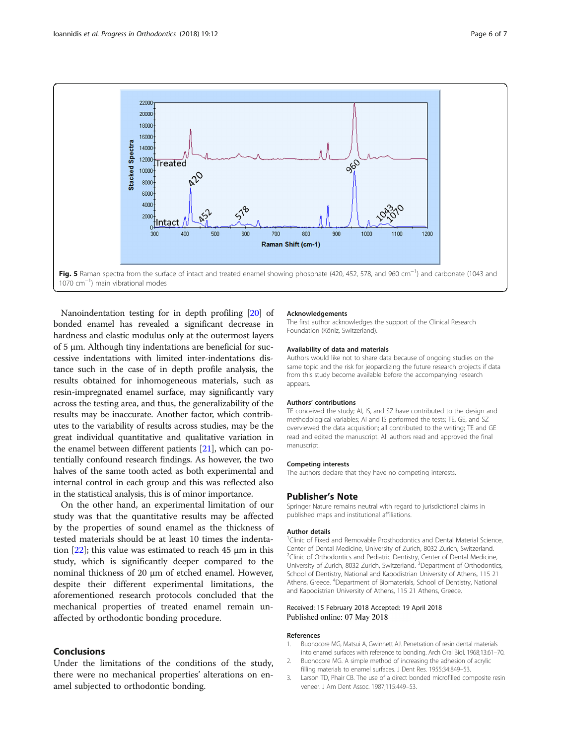Fig. 5 Raman spectra from the surface of intact and treated enamel showing phosphate (420, 452, 578, and 960 cm$^{-1}$) and carbonate (1043 and 1070 cm$^{-1}$) main vibrational modes

Nanoindentation testing for in depth profiling [20] of bonded enamel has revealed a significant decrease in hardness and elastic modulus only at the outermost layers of 5 μm. Although tiny indentations are beneficial for successive indentations with limited inter-indentations distance such in the case of in depth profile analysis, the results obtained for inhomogeneous materials, such as resin-impregnated enamel surface, may significantly vary across the testing area, and thus, the generalizability of the results may be inaccurate. Another factor, which contributes to the variability of results across studies, may be the great individual quantitative and qualitative variation in the enamel between different patients [21], which can potentially confound research findings. As however, the two halves of the same tooth acted as both experimental and internal control in each group and this was reflected also in the statistical analysis, this is of minor importance.

On the other hand, an experimental limitation of our study was that the quantitative results may be affected by the properties of sound enamel as the thickness of tested materials should be at least 10 times the indentation [22]; this value was estimated to reach 45 μm in this study, which is significantly deeper compared to the nominal thickness of 20 μm of etched enamel. However, despite their different experimental limitations, the aforementioned research protocols concluded that the mechanical properties of treated enamel remain unaffected by orthodontic bonding procedure.

## Conclusions

Under the limitations of the conditions of the study, there were no mechanical properties' alterations on enamel subjected to orthodontic bonding.

### Acknowledgements

The first author acknowledges the support of the Clinical Research Foundation (Köniz, Switzerland).

### Availability of data and materials

Authors would like not to share data because of ongoing studies on the same topic and the risk for jeopardizing the future research projects if data from this study become available before the accompanying research appears.

### Authors' contributions

TE conceived the study; AI, IS, and SZ have contributed to the design and methodological variables; AI and IS performed the tests; TE, GE, and SZ overviewed the data acquisition; all contributed to the writing; TE and GE read and edited the manuscript. All authors read and approved the final manuscript.

### Competing interests

The authors declare that they have no competing interests.

## Publisher's Note

Springer Nature remains neutral with regard to jurisdictional claims in published maps and institutional affiliations.

### Author details

[1]Clinic of Fixed and Removable Prosthodontics and Dental Material Science, Center of Dental Medicine, University of Zurich, 8032 Zurich, Switzerland. [2]Clinic of Orthodontics and Pediatric Dentistry, Center of Dental Medicine, University of Zurich, 8032 Zurich, Switzerland. [3]Department of Orthodontics, School of Dentistry, National and Kapodistrian University of Athens, 115 21 Athens, Greece. [4]Department of Biomaterials, School of Dentistry, National and Kapodistrian University of Athens, 115 21 Athens, Greece.

Received: 15 February 2018 Accepted: 19 April 2018
Published online: 07 May 2018

### References

1. Buonocore MG, Matsui A, Gwinnett AJ. Penetration of resin dental materials into enamel surfaces with reference to bonding. Arch Oral Biol. 1968;13:61–70.
2. Buonocore MG. A simple method of increasing the adhesion of acrylic filling materials to enamel surfaces. J Dent Res. 1955;34:849–53.
3. Larson TD, Phair CB. The use of a direct bonded microfilled composite resin veneer. J Am Dent Assoc. 1987;115:449–53.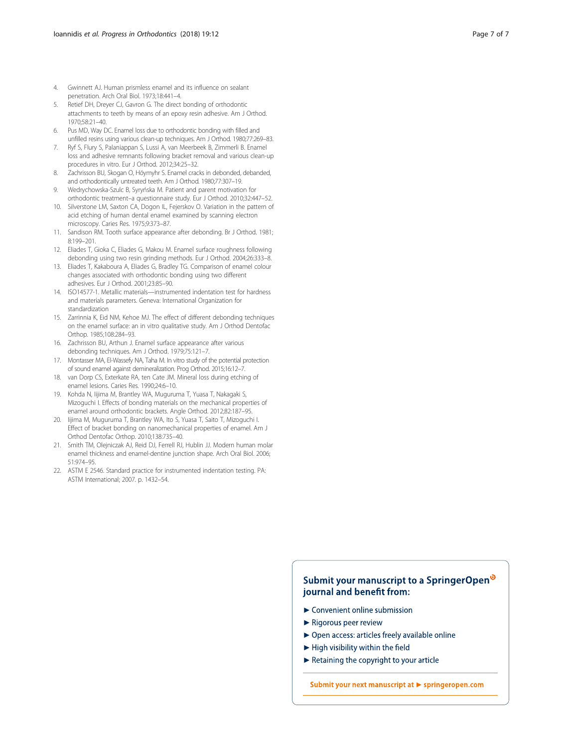4. Gwinnett AJ. Human prismless enamel and its influence on sealant penetration. Arch Oral Biol. 1973;18:441–4.
5. Retief DH, Dreyer CJ, Gavron G. The direct bonding of orthodontic attachments to teeth by means of an epoxy resin adhesive. Am J Orthod. 1970;58:21–40.
6. Pus MD, Way DC. Enamel loss due to orthodontic bonding with filled and unfilled resins using various clean-up techniques. Am J Orthod. 1980;77:269–83.
7. Ryf S, Flury S, Palaniappan S, Lussi A, van Meerbeek B, Zimmerli B. Enamel loss and adhesive remnants following bracket removal and various clean-up procedures in vitro. Eur J Orthod. 2012;34:25–32.
8. Zachrisson BU, Skogan O, Höymyhr S. Enamel cracks in debonded, debanded, and orthodontically untreated teeth. Am J Orthod. 1980;77:307–19.
9. Wedrychowska-Szulc B, Syryńska M. Patient and parent motivation for orthodontic treatment–a questionnaire study. Eur J Orthod. 2010;32:447–52.
10. Silverstone LM, Saxton CA, Dogon IL, Fejerskov O. Variation in the pattern of acid etching of human dental enamel examined by scanning electron microscopy. Caries Res. 1975;9:373–87.
11. Sandison RM. Tooth surface appearance after debonding. Br J Orthod. 1981; 8:199–201.
12. Eliades T, Gioka C, Eliades G, Makou M. Enamel surface roughness following debonding using two resin grinding methods. Eur J Orthod. 2004;26:333–8.
13. Eliades T, Kakaboura A, Eliades G, Bradley TG. Comparison of enamel colour changes associated with orthodontic bonding using two different adhesives. Eur J Orthod. 2001;23:85–90.
14. ISO14577-1. Metallic materials—instrumented indentation test for hardness and materials parameters. Geneva: International Organization for standardization
15. Zarrinnia K, Eid NM, Kehoe MJ. The effect of different debonding techniques on the enamel surface: an in vitro qualitative study. Am J Orthod Dentofac Orthop. 1985;108:284–93.
16. Zachrisson BU, Arthun J. Enamel surface appearance after various debonding techniques. Am J Orthod. 1979;75:121–7.
17. Montasser MA, El-Wassefy NA, Taha M. In vitro study of the potential protection of sound enamel against demineralization. Prog Orthod. 2015;16:12–7.
18. van Dorp CS, Exterkate RA, ten Cate JM. Mineral loss during etching of enamel lesions. Caries Res. 1990;24:6–10.
19. Kohda N, Iijima M, Brantley WA, Muguruma T, Yuasa T, Nakagaki S, Mizoguchi I. Effects of bonding materials on the mechanical properties of enamel around orthodontic brackets. Angle Orthod. 2012;82:187–95.
20. Iijima M, Muguruma T, Brantley WA, Ito S, Yuasa T, Saito T, Mizoguchi I. Effect of bracket bonding on nanomechanical properties of enamel. Am J Orthod Dentofac Orthop. 2010;138:735–40.
21. Smith TM, Olejniczak AJ, Reid DJ, Ferrell RJ, Hublin JJ. Modern human molar enamel thickness and enamel-dentine junction shape. Arch Oral Biol. 2006; 51:974–95.
22. ASTM E 2546. Standard practice for instrumented indentation testing. PA: ASTM International; 2007. p. 1432–54.

**Submit your manuscript to a SpringerOpen journal and benefit from:**

- ► Convenient online submission
- ► Rigorous peer review
- ► Open access: articles freely available online
- ► High visibility within the field
- ► Retaining the copyright to your article

**Submit your next manuscript at ► springeropen.com**